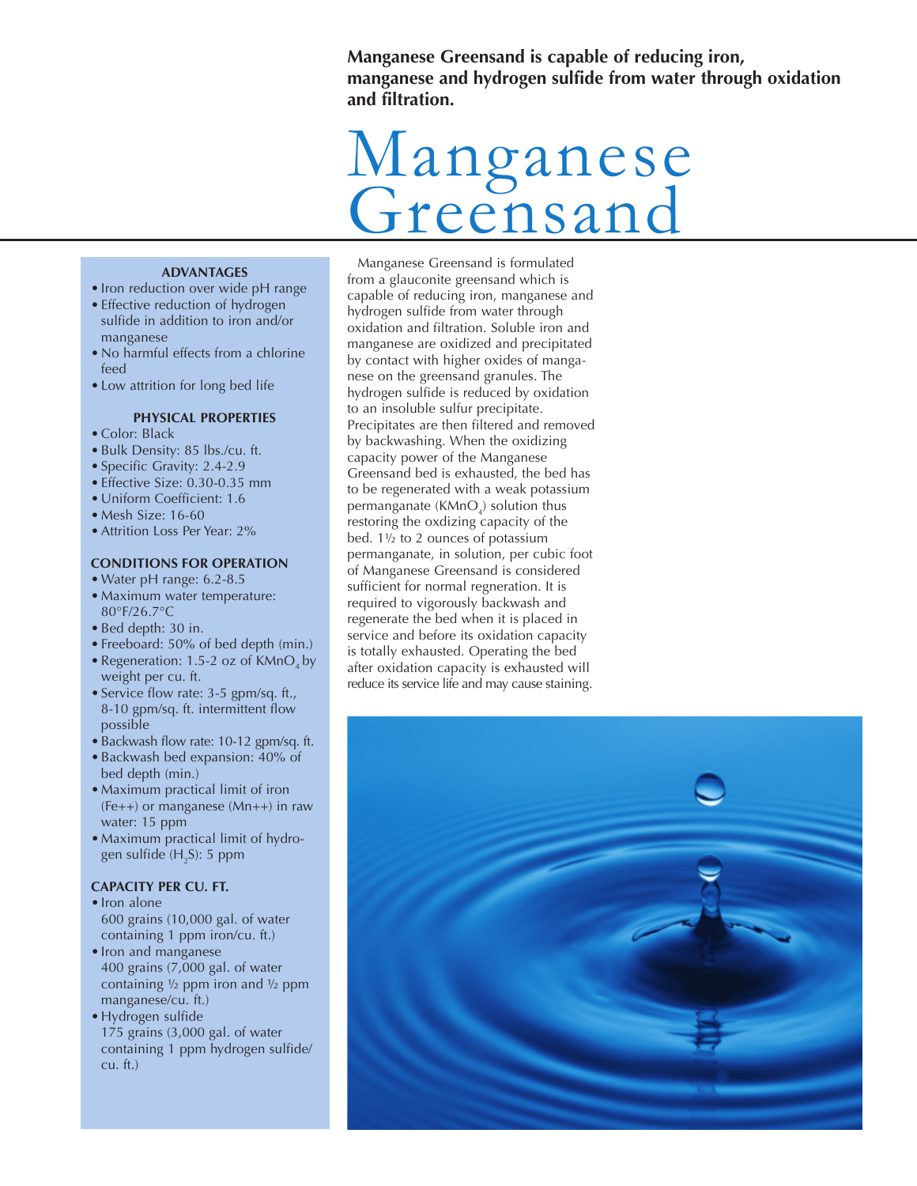**Manganese Greensand is capable of reducing iron, manganese and hydrogen sulfide from water through oxidation and filtration.**

# Manganese Greensand

Manganese Greensand is formulated from a glauconite greensand which is capable of reducing iron, manganese and hydrogen sulfide from water through oxidation and filtration. Soluble iron and manganese are oxidized and precipitated by contact with higher oxides of manganese on the greensand granules. The hydrogen sulfide is reduced by oxidation to an insoluble sulfur precipitate. Precipitates are then filtered and removed by backwashing. When the oxidizing capacity power of the Manganese Greensand bed is exhausted, the bed has to be regenerated with a weak potassium permanganate ($KMnO_4$) solution thus restoring the oxdizing capacity of the bed. 1½ to 2 ounces of potassium permanganate, in solution, per cubic foot of Manganese Greensand is considered sufficient for normal regneration. It is required to vigorously backwash and regenerate the bed when it is placed in service and before its oxidation capacity is totally exhausted. Operating the bed after oxidation capacity is exhausted will reduce its service life and may cause staining.

## ADVANTAGES

- Iron reduction over wide pH range
- Effective reduction of hydrogen sulfide in addition to iron and/or manganese
- No harmful effects from a chlorine feed
- Low attrition for long bed life

## PHYSICAL PROPERTIES

- Color: Black
- Bulk Density: 85 lbs./cu. ft.
- Specific Gravity: 2.4-2.9
- Effective Size: 0.30-0.35 mm
- Uniform Coefficient: 1.6
- Mesh Size: 16-60
- Attrition Loss Per Year: 2%

## CONDITIONS FOR OPERATION

- Water pH range: 6.2-8.5
- Maximum water temperature: 80°F/26.7°C
- Bed depth: 30 in.
- Freeboard: 50% of bed depth (min.)
- Regeneration: 1.5-2 oz of $KMnO_4$ by weight per cu. ft.
- Service flow rate: 3-5 gpm/sq. ft., 8-10 gpm/sq. ft. intermittent flow possible
- Backwash flow rate: 10-12 gpm/sq. ft.
- Backwash bed expansion: 40% of bed depth (min.)
- Maximum practical limit of iron ($Fe^{++}$) or manganese ($Mn^{++}$) in raw water: 15 ppm
- Maximum practical limit of hydrogen sulfide ($H_2S$): 5 ppm

## CAPACITY PER CU. FT.

- Iron alone
  600 grains (10,000 gal. of water containing 1 ppm iron/cu. ft.)
- Iron and manganese
  400 grains (7,000 gal. of water containing ½ ppm iron and ½ ppm manganese/cu. ft.)
- Hydrogen sulfide
  175 grains (3,000 gal. of water containing 1 ppm hydrogen sulfide/cu. ft.)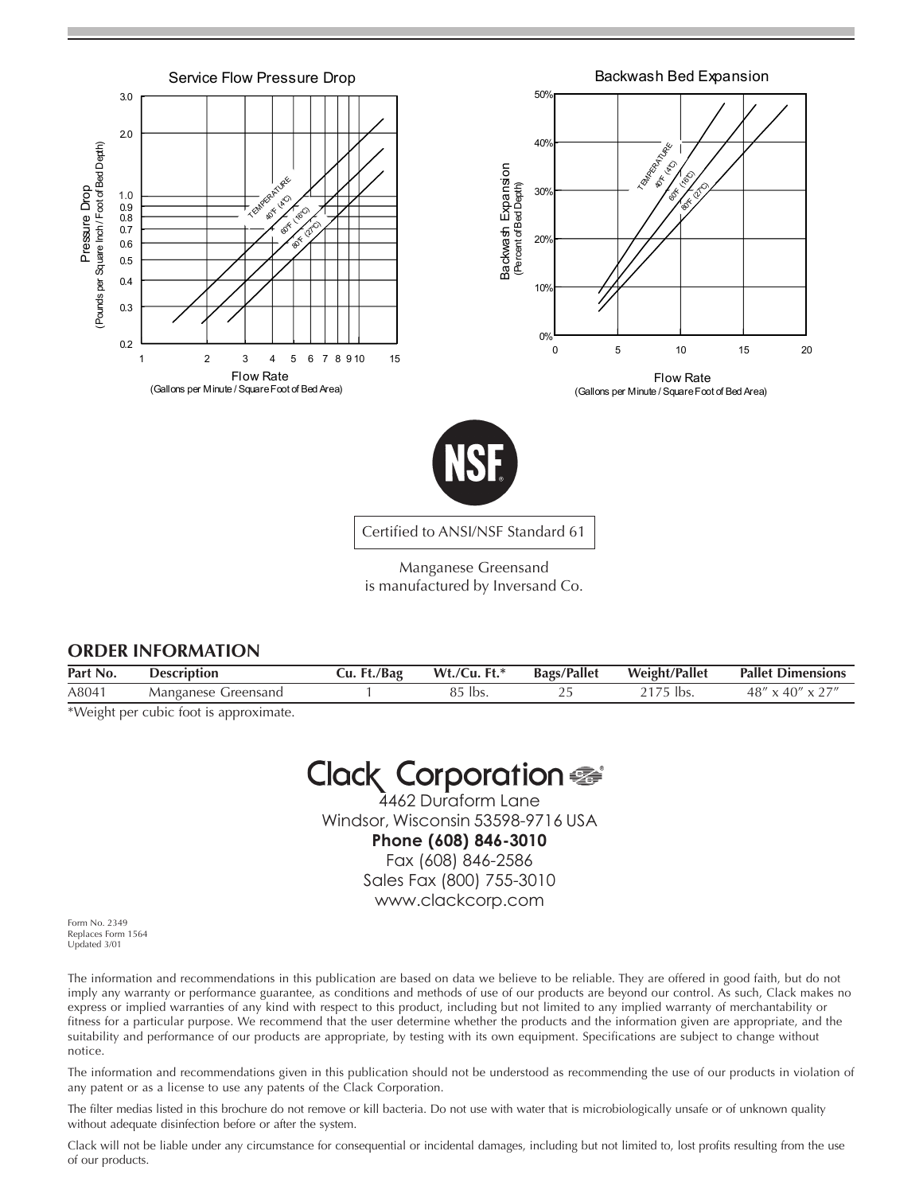Service Flow Pressure Drop

Pressure Drop
(Pounds per Square Inch / Foot of Bed Depth)

3.0
2.0
1.0
0.9
0.8
0.7
0.6
0.5
0.4
0.3
0.2

TEMPERATURE
40°F (4°C)
60°F (16°C)
80°F (27°C)

1 2 3 4 5 6 7 8 9 10 15

Flow Rate
(Gallons per Minute / Square Foot of Bed Area)

Backwash Bed Expansion

Backwash Expansion
(Percent of Bed Depth)

50%
40%
30%
20%
10%
0%

TEMPERATURE
40°F (4°C)
60°F (16°C)
80°F (27°C)

0 5 10 15 20

Flow Rate
(Gallons per Minute / Square Foot of Bed Area)

NSF

Certified to ANSI/NSF Standard 61

Manganese Greensand
is manufactured by Inversand Co.

## ORDER INFORMATION

| Part No. | Description | Cu. Ft./Bag | Wt./Cu. Ft.* | Bags/Pallet | Weight/Pallet | Pallet Dimensions |
|---|---|---|---|---|---|---|
| A8041 | Manganese Greensand | 1 | 85 lbs. | 25 | 2175 lbs. | 48″ x 40″ x 27″ |

*Weight per cubic foot is approximate.

**Clack Corporation**
4462 Duraform Lane
Windsor, Wisconsin 53598-9716 USA
**Phone (608) 846-3010**
Fax (608) 846-2586
Sales Fax (800) 755-3010
www.clackcorp.com

Form No. 2349
Replaces Form 1564
Updated 3/01

The information and recommendations in this publication are based on data we believe to be reliable. They are offered in good faith, but do not imply any warranty or performance guarantee, as conditions and methods of use of our products are beyond our control. As such, Clack makes no express or implied warranties of any kind with respect to this product, including but not limited to any implied warranty of merchantability or fitness for a particular purpose. We recommend that the user determine whether the products and the information given are appropriate, and the suitability and performance of our products are appropriate, by testing with its own equipment. Specifications are subject to change without notice.

The information and recommendations given in this publication should not be understood as recommending the use of our products in violation of any patent or as a license to use any patents of the Clack Corporation.

The filter medias listed in this brochure do not remove or kill bacteria. Do not use with water that is microbiologically unsafe or of unknown quality without adequate disinfection before or after the system.

Clack will not be liable under any circumstance for consequential or incidental damages, including but not limited to, lost profits resulting from the use of our products.